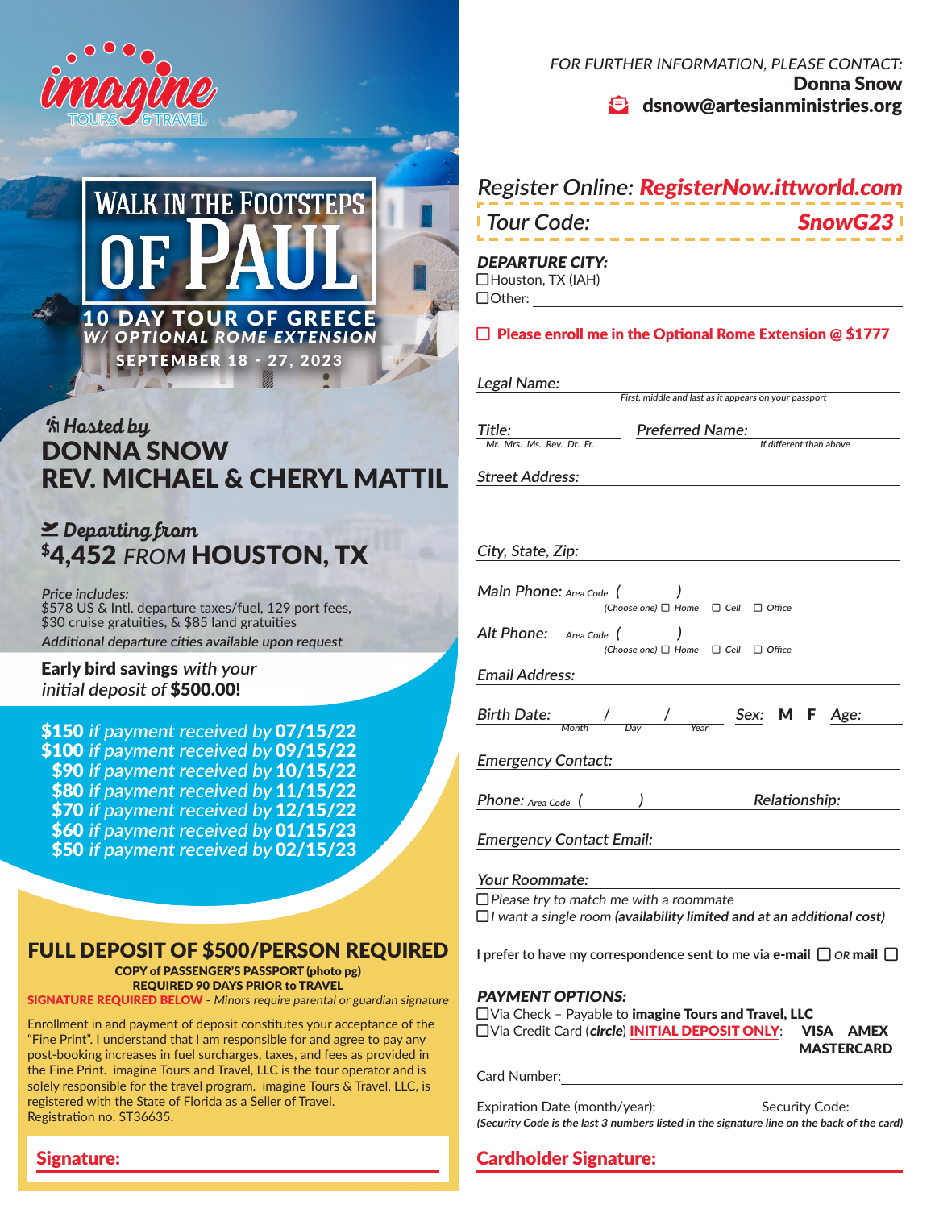imagine TOURS & TRAVEL

# WALK IN THE FOOTSTEPS OF PAUL

## 10 DAY TOUR OF GREECE

*W/ OPTIONAL ROME EXTENSION*

**SEPTEMBER 18 - 27, 2023**

*Hosted by*

**DONNA SNOW**
**REV. MICHAEL & CHERYL MATTIL**

*Departing from*

**$4,452** *FROM* **HOUSTON, TX**

*Price includes:*
$578 US & Intl. departure taxes/fuel, 129 port fees, $30 cruise gratuities, & $85 land gratuities
*Additional departure cities available upon request*

**Early bird savings** *with your initial deposit of* **$500.00!**

**$150** *if payment received by* **07/15/22**
**$100** *if payment received by* **09/15/22**
**$90** *if payment received by* **10/15/22**
**$80** *if payment received by* **11/15/22**
**$70** *if payment received by* **12/15/22**
**$60** *if payment received by* **01/15/23**
**$50** *if payment received by* **02/15/23**

## FULL DEPOSIT OF $500/PERSON REQUIRED

**COPY of PASSENGER'S PASSPORT (photo pg) REQUIRED 90 DAYS PRIOR to TRAVEL**

**SIGNATURE REQUIRED BELOW** - *Minors require parental or guardian signature*

Enrollment in and payment of deposit constitutes your acceptance of the "Fine Print". I understand that I am responsible for and agree to pay any post-booking increases in fuel surcharges, taxes, and fees as provided in the Fine Print. imagine Tours and Travel, LLC is the tour operator and is solely responsible for the travel program. imagine Tours & Travel, LLC, is registered with the State of Florida as a Seller of Travel. Registration no. ST36635.

**Signature:** ____________________

*FOR FURTHER INFORMATION, PLEASE CONTACT:*
**Donna Snow**
**dsnow@artesianministries.org**

*Register Online:* ***RegisterNow.ittworld.com***

*Tour Code:* ***SnowG23***

***DEPARTURE CITY:***
☐Houston, TX (IAH)
☐Other: ____________________

☐ **Please enroll me in the Optional Rome Extension @ $1777**

*Legal Name:* ____________________ (First, middle and last as it appears on your passport)

*Title:* ________ (Mr. Mrs. Ms. Rev. Dr. Fr.) *Preferred Name:* ________ (If different than above)

*Street Address:* ____________________

____________________

*City, State, Zip:* ____________________

*Main Phone:* Area Code ( ) ________ (Choose one) ☐ Home ☐ Cell ☐ Office

*Alt Phone:* Area Code ( ) ________ (Choose one) ☐ Home ☐ Cell ☐ Office

*Email Address:* ____________________

*Birth Date:* ___ / ___ / ___ (Month / Day / Year) *Sex:* **M F** *Age:* ____

*Emergency Contact:* ____________________

*Phone:* Area Code ( ) ________ *Relationship:* ________

*Emergency Contact Email:* ____________________

*Your Roommate:* ____________________
☐*Please try to match me with a roommate*
☐*I want a single room* ***(availability limited and at an additional cost)***

I prefer to have my correspondence sent to me via **e-mail** ☐ *OR* **mail** ☐

***PAYMENT OPTIONS:***
☐Via Check – Payable to **imagine Tours and Travel, LLC**
☐Via Credit Card (***circle***) **INITIAL DEPOSIT ONLY**: **VISA AMEX MASTERCARD**

Card Number: ____________________

Expiration Date (month/year): ________ Security Code: ________
***(Security Code is the last 3 numbers listed in the signature line on the back of the card)***

**Cardholder Signature:** ____________________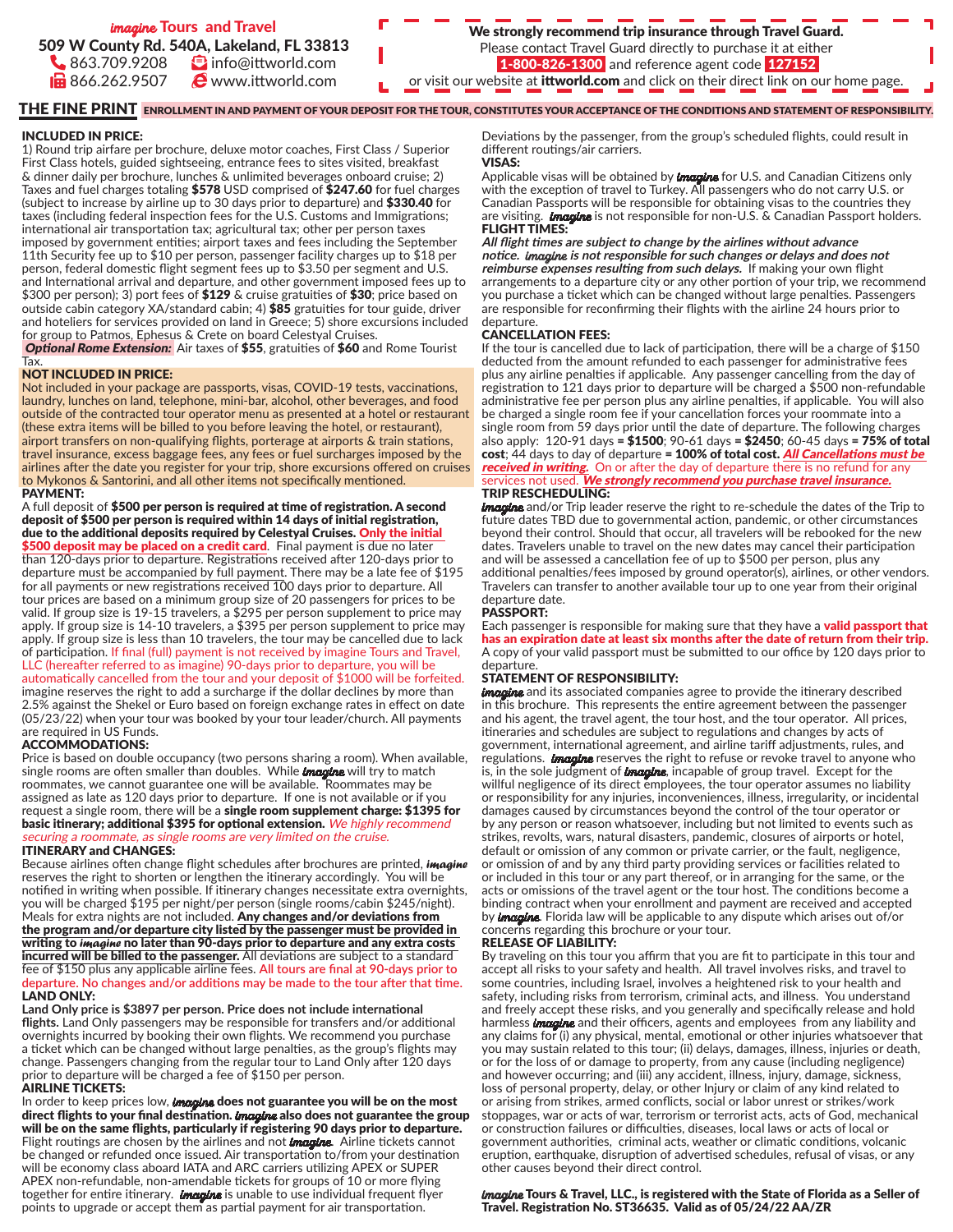**imagine Tours and Travel**
**509 W County Rd. 540A, Lakeland, FL 33813**
863.709.9208 info@ittworld.com
866.262.9507 www.ittworld.com

**We strongly recommend trip insurance through Travel Guard.**
Please contact Travel Guard directly to purchase it at either
**1-800-826-1300** and reference agent code **127152**
or visit our website at **ittworld.com** and click on their direct link on our home page.

## THE FINE PRINT

**ENROLLMENT IN AND PAYMENT OF YOUR DEPOSIT FOR THE TOUR, CONSTITUTES YOUR ACCEPTANCE OF THE CONDITIONS AND STATEMENT OF RESPONSIBILITY.**

### INCLUDED IN PRICE:

1) Round trip airfare per brochure, deluxe motor coaches, First Class / Superior First Class hotels, guided sightseeing, entrance fees to sites visited, breakfast & dinner daily per brochure, lunches & unlimited beverages onboard cruise; 2) Taxes and fuel charges totaling **$578** USD comprised of **$247.60** for fuel charges (subject to increase by airline up to 30 days prior to departure) and **$330.40** for taxes (including federal inspection fees for the U.S. Customs and Immigrations; international air transportation tax; agricultural tax; other per person taxes imposed by government entities; airport taxes and fees including the September 11th Security fee up to $10 per person, passenger facility charges up to $18 per person, federal domestic flight segment fees up to $3.50 per segment and U.S. and International arrival and departure, and other government imposed fees up to $300 per person); 3) port fees of **$129** & cruise gratuities of **$30**; price based on outside cabin category XA/standard cabin; 4) **$85** gratuities for tour guide, driver and hoteliers for services provided on land in Greece; 5) shore excursions included for group to Patmos, Ephesus & Crete on board Celestyal Cruises.

***Optional Rome Extension:*** Air taxes of **$55**, gratuities of **$60** and Rome Tourist Tax.

### NOT INCLUDED IN PRICE:

Not included in your package are passports, visas, COVID-19 tests, vaccinations, laundry, lunches on land, telephone, mini-bar, alcohol, other beverages, and food outside of the contracted tour operator menu as presented at a hotel or restaurant (these extra items will be billed to you before leaving the hotel, or restaurant), airport transfers on non-qualifying flights, porterage at airports & train stations, travel insurance, excess baggage fees, any fees or fuel surcharges imposed by the airlines after the date you register for your trip, shore excursions offered on cruises to Mykonos & Santorini, and all other items not specifically mentioned.

### PAYMENT:

A full deposit of **$500 per person is required at time of registration. A second deposit of $500 per person is required within 14 days of initial registration, due to the additional deposits required by Celestyal Cruises. Only the initial $500 deposit may be placed on a credit card**. Final payment is due no later than 120-days prior to departure. Registrations received after 120-days prior to departure must be accompanied by full payment. There may be a late fee of $195 for all payments or new registrations received 100 days prior to departure. All tour prices are based on a minimum group size of 20 passengers for prices to be valid. If group size is 19-15 travelers, a $295 per person supplement to price may apply. If group size is 14-10 travelers, a $395 per person supplement to price may apply. If group size is less than 10 travelers, the tour may be cancelled due to lack of participation. If final (full) payment is not received by imagine Tours and Travel, LLC (hereafter referred to as imagine) 90-days prior to departure, you will be automatically cancelled from the tour and your deposit of $1000 will be forfeited. imagine reserves the right to add a surcharge if the dollar declines by more than 2.5% against the Shekel or Euro based on foreign exchange rates in effect on date (05/23/22) when your tour was booked by your tour leader/church. All payments are required in US Funds.

### ACCOMMODATIONS:

Price is based on double occupancy (two persons sharing a room). When available, single rooms are often smaller than doubles. While *imagine* will try to match roommates, we cannot guarantee one will be available. Roommates may be assigned as late as 120 days prior to departure. If one is not available or if you request a single room, there will be a **single room supplement charge: $1395 for basic itinerary; additional $395 for optional extension.** *We highly recommend securing a roommate, as single rooms are very limited on the cruise.*

### ITINERARY and CHANGES:

Because airlines often change flight schedules after brochures are printed, *imagine* reserves the right to shorten or lengthen the itinerary accordingly. You will be notified in writing when possible. If itinerary changes necessitate extra overnights, you will be charged $195 per night/per person (single rooms/cabin $245/night). Meals for extra nights are not included. **Any changes and/or deviations from the program and/or departure city listed by the passenger must be provided in writing to *imagine* no later than 90-days prior to departure and any extra costs incurred will be billed to the passenger.** All deviations are subject to a standard fee of $150 plus any applicable airline fees. All tours are final at 90-days prior to departure. No changes and/or additions may be made to the tour after that time.

### LAND ONLY:

**Land Only price is $3897 per person. Price does not include international flights.** Land Only passengers may be responsible for transfers and/or additional overnights incurred by booking their own flights. We recommend you purchase a ticket which can be changed without large penalties, as the group's flights may change. Passengers changing from the regular tour to Land Only after 120 days prior to departure will be charged a fee of $150 per person.

### AIRLINE TICKETS:

In order to keep prices low, ***imagine* does not guarantee you will be on the most direct flights to your final destination. *imagine* also does not guarantee the group will be on the same flights, particularly if registering 90 days prior to departure.** Flight routings are chosen by the airlines and not *imagine*. Airline tickets cannot be changed or refunded once issued. Air transportation to/from your destination will be economy class aboard IATA and ARC carriers utilizing APEX or SUPER APEX non-refundable, non-amendable tickets for groups of 10 or more flying together for entire itinerary. *imagine* is unable to use individual frequent flyer points to upgrade or accept them as partial payment for air transportation.

Deviations by the passenger, from the group's scheduled flights, could result in different routings/air carriers.

### VISAS:

Applicable visas will be obtained by *imagine* for U.S. and Canadian Citizens only with the exception of travel to Turkey. All passengers who do not carry U.S. or Canadian Passports will be responsible for obtaining visas to the countries they are visiting. *imagine* is not responsible for non-U.S. & Canadian Passport holders.

### FLIGHT TIMES:

***All flight times are subject to change by the airlines without advance notice. imagine is not responsible for such changes or delays and does not reimburse expenses resulting from such delays.*** If making your own flight arrangements to a departure city or any other portion of your trip, we recommend you purchase a ticket which can be changed without large penalties. Passengers are responsible for reconfirming their flights with the airline 24 hours prior to departure.

### CANCELLATION FEES:

If the tour is cancelled due to lack of participation, there will be a charge of $150 deducted from the amount refunded to each passenger for administrative fees plus any airline penalties if applicable. Any passenger cancelling from the day of registration to 121 days prior to departure will be charged a $500 non-refundable administrative fee per person plus any airline penalties, if applicable. You will also be charged a single room fee if your cancellation forces your roommate into a single room from 59 days prior until the date of departure. The following charges also apply: 120-91 days **= $1500**; 90-61 days **= $2450**; 60-45 days **= 75% of total cost**; 44 days to day of departure **= 100% of total cost.** ***All Cancellations must be received in writing.*** On or after the day of departure there is no refund for any services not used. ***We strongly recommend you purchase travel insurance.***

### TRIP RESCHEDULING:

*imagine* and/or Trip leader reserve the right to re-schedule the dates of the Trip to future dates TBD due to governmental action, pandemic, or other circumstances beyond their control. Should that occur, all travelers will be rebooked for the new dates. Travelers unable to travel on the new dates may cancel their participation and will be assessed a cancellation fee of up to $500 per person, plus any additional penalties/fees imposed by ground operator(s), airlines, or other vendors. Travelers can transfer to another available tour up to one year from their original departure date.

### PASSPORT:

Each passenger is responsible for making sure that they have a **valid passport that has an expiration date at least six months after the date of return from their trip.** A copy of your valid passport must be submitted to our office by 120 days prior to departure.

### STATEMENT OF RESPONSIBILITY:

*imagine* and its associated companies agree to provide the itinerary described in this brochure. This represents the entire agreement between the passenger and his agent, the travel agent, the tour host, and the tour operator. All prices, itineraries and schedules are subject to regulations and changes by acts of government, international agreement, and airline tariff adjustments, rules, and regulations. *imagine* reserves the right to refuse or revoke travel to anyone who is, in the sole judgment of *imagine*, incapable of group travel. Except for the willful negligence of its direct employees, the tour operator assumes no liability or responsibility for any injuries, inconveniences, illness, irregularity, or incidental damages caused by circumstances beyond the control of the tour operator or by any person or reason whatsoever, including but not limited to events such as strikes, revolts, wars, natural disasters, pandemic, closures of airports or hotel, default or omission of any common or private carrier, or the fault, negligence, or omission of and by any third party providing services or facilities related to or included in this tour or any part thereof, or in arranging for the same, or the acts or omissions of the travel agent or the tour host. The conditions become a binding contract when your enrollment and payment are received and accepted by *imagine*. Florida law will be applicable to any dispute which arises out of/or concerns regarding this brochure or your tour.

### RELEASE OF LIABILITY:

By traveling on this tour you affirm that you are fit to participate in this tour and accept all risks to your safety and health. All travel involves risks, and travel to some countries, including Israel, involves a heightened risk to your health and safety, including risks from terrorism, criminal acts, and illness. You understand and freely accept these risks, and you generally and specifically release and hold harmless *imagine* and their officers, agents and employees from any liability and any claims for (i) any physical, mental, emotional or other injuries whatsoever that you may sustain related to this tour; (ii) delays, damages, illness, injuries or death, or for the loss of or damage to property, from any cause (including negligence) and however occurring; and (iii) any accident, illness, injury, damage, sickness, loss of personal property, delay, or other Injury or claim of any kind related to or arising from strikes, armed conflicts, social or labor unrest or strikes/work stoppages, war or acts of war, terrorism or terrorist acts, acts of God, mechanical or construction failures or difficulties, diseases, local laws or acts of local or government authorities, criminal acts, weather or climatic conditions, volcanic eruption, earthquake, disruption of advertised schedules, refusal of visas, or any other causes beyond their direct control.

***imagine* Tours & Travel, LLC., is registered with the State of Florida as a Seller of Travel. Registration No. ST36635. Valid as of 05/24/22 AA/ZR**